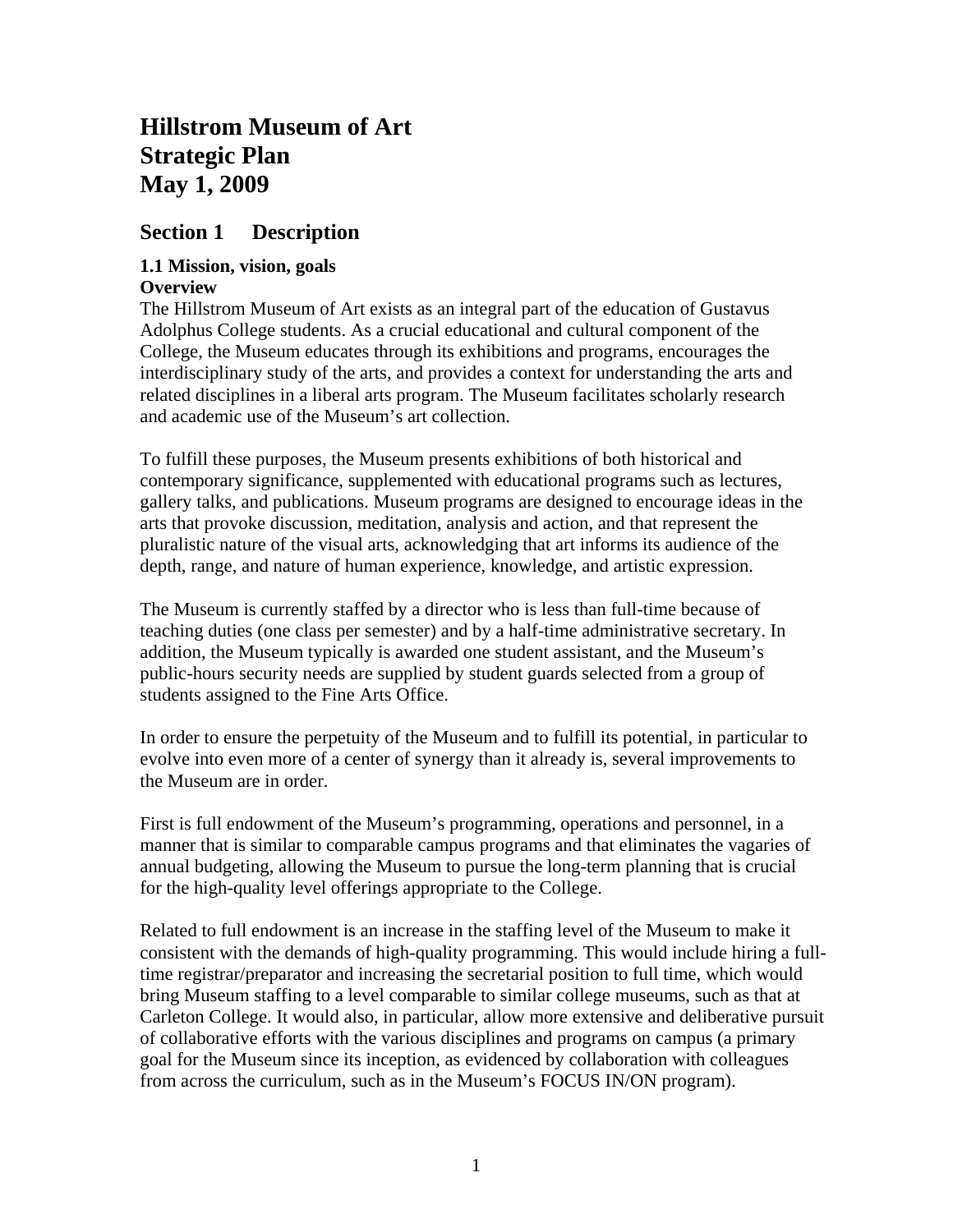# Hillstrom Museum of Art
# Strategic Plan
# May 1, 2009

## Section 1 Description

### 1.1 Mission, vision, goals

**Overview**

The Hillstrom Museum of Art exists as an integral part of the education of Gustavus Adolphus College students. As a crucial educational and cultural component of the College, the Museum educates through its exhibitions and programs, encourages the interdisciplinary study of the arts, and provides a context for understanding the arts and related disciplines in a liberal arts program. The Museum facilitates scholarly research and academic use of the Museum's art collection.

To fulfill these purposes, the Museum presents exhibitions of both historical and contemporary significance, supplemented with educational programs such as lectures, gallery talks, and publications. Museum programs are designed to encourage ideas in the arts that provoke discussion, meditation, analysis and action, and that represent the pluralistic nature of the visual arts, acknowledging that art informs its audience of the depth, range, and nature of human experience, knowledge, and artistic expression.

The Museum is currently staffed by a director who is less than full-time because of teaching duties (one class per semester) and by a half-time administrative secretary. In addition, the Museum typically is awarded one student assistant, and the Museum's public-hours security needs are supplied by student guards selected from a group of students assigned to the Fine Arts Office.

In order to ensure the perpetuity of the Museum and to fulfill its potential, in particular to evolve into even more of a center of synergy than it already is, several improvements to the Museum are in order.

First is full endowment of the Museum's programming, operations and personnel, in a manner that is similar to comparable campus programs and that eliminates the vagaries of annual budgeting, allowing the Museum to pursue the long-term planning that is crucial for the high-quality level offerings appropriate to the College.

Related to full endowment is an increase in the staffing level of the Museum to make it consistent with the demands of high-quality programming. This would include hiring a full-time registrar/preparator and increasing the secretarial position to full time, which would bring Museum staffing to a level comparable to similar college museums, such as that at Carleton College. It would also, in particular, allow more extensive and deliberative pursuit of collaborative efforts with the various disciplines and programs on campus (a primary goal for the Museum since its inception, as evidenced by collaboration with colleagues from across the curriculum, such as in the Museum's FOCUS IN/ON program).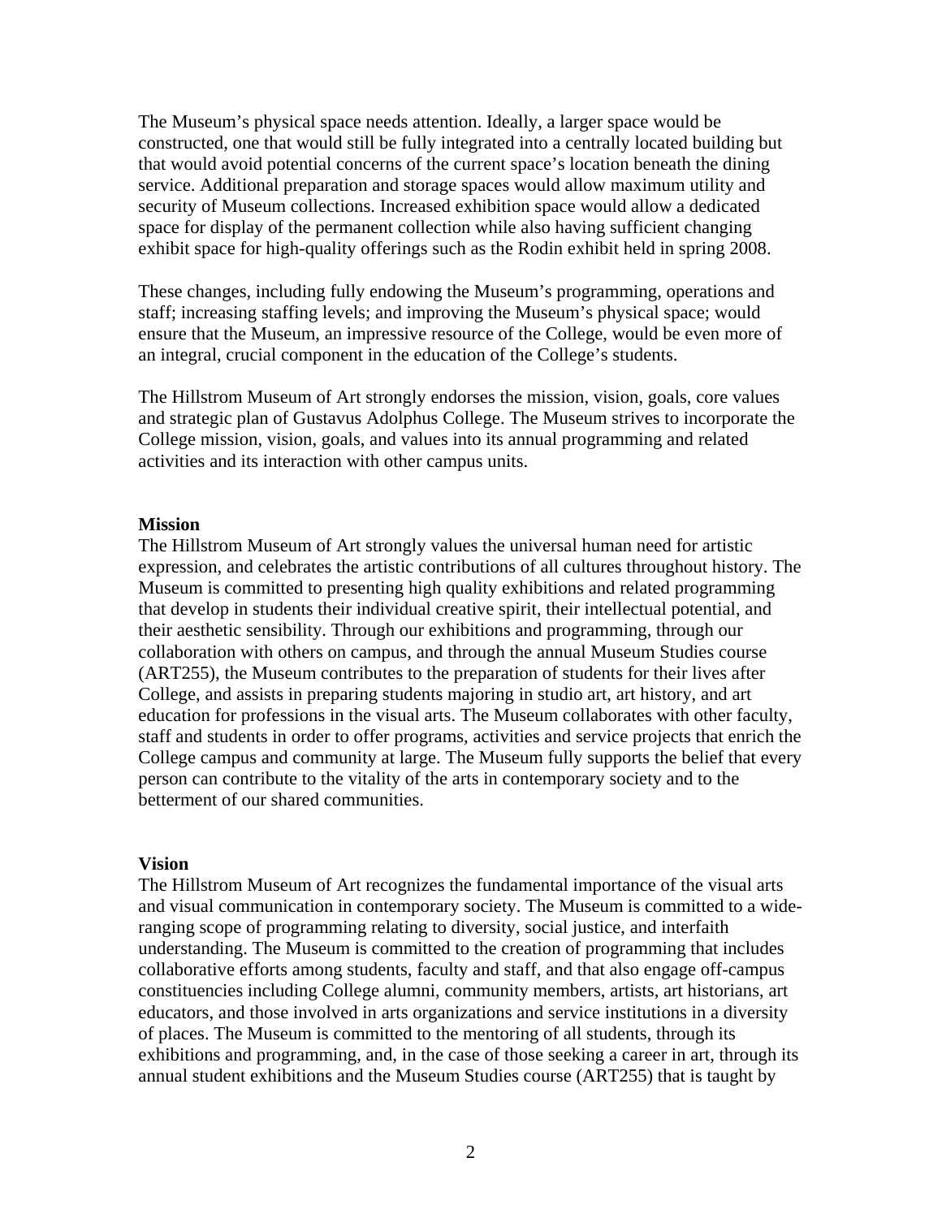The Museum's physical space needs attention. Ideally, a larger space would be constructed, one that would still be fully integrated into a centrally located building but that would avoid potential concerns of the current space's location beneath the dining service. Additional preparation and storage spaces would allow maximum utility and security of Museum collections. Increased exhibition space would allow a dedicated space for display of the permanent collection while also having sufficient changing exhibit space for high-quality offerings such as the Rodin exhibit held in spring 2008.

These changes, including fully endowing the Museum's programming, operations and staff; increasing staffing levels; and improving the Museum's physical space; would ensure that the Museum, an impressive resource of the College, would be even more of an integral, crucial component in the education of the College's students.

The Hillstrom Museum of Art strongly endorses the mission, vision, goals, core values and strategic plan of Gustavus Adolphus College. The Museum strives to incorporate the College mission, vision, goals, and values into its annual programming and related activities and its interaction with other campus units.

**Mission**

The Hillstrom Museum of Art strongly values the universal human need for artistic expression, and celebrates the artistic contributions of all cultures throughout history. The Museum is committed to presenting high quality exhibitions and related programming that develop in students their individual creative spirit, their intellectual potential, and their aesthetic sensibility. Through our exhibitions and programming, through our collaboration with others on campus, and through the annual Museum Studies course (ART255), the Museum contributes to the preparation of students for their lives after College, and assists in preparing students majoring in studio art, art history, and art education for professions in the visual arts. The Museum collaborates with other faculty, staff and students in order to offer programs, activities and service projects that enrich the College campus and community at large. The Museum fully supports the belief that every person can contribute to the vitality of the arts in contemporary society and to the betterment of our shared communities.

**Vision**

The Hillstrom Museum of Art recognizes the fundamental importance of the visual arts and visual communication in contemporary society. The Museum is committed to a wide-ranging scope of programming relating to diversity, social justice, and interfaith understanding. The Museum is committed to the creation of programming that includes collaborative efforts among students, faculty and staff, and that also engage off-campus constituencies including College alumni, community members, artists, art historians, art educators, and those involved in arts organizations and service institutions in a diversity of places. The Museum is committed to the mentoring of all students, through its exhibitions and programming, and, in the case of those seeking a career in art, through its annual student exhibitions and the Museum Studies course (ART255) that is taught by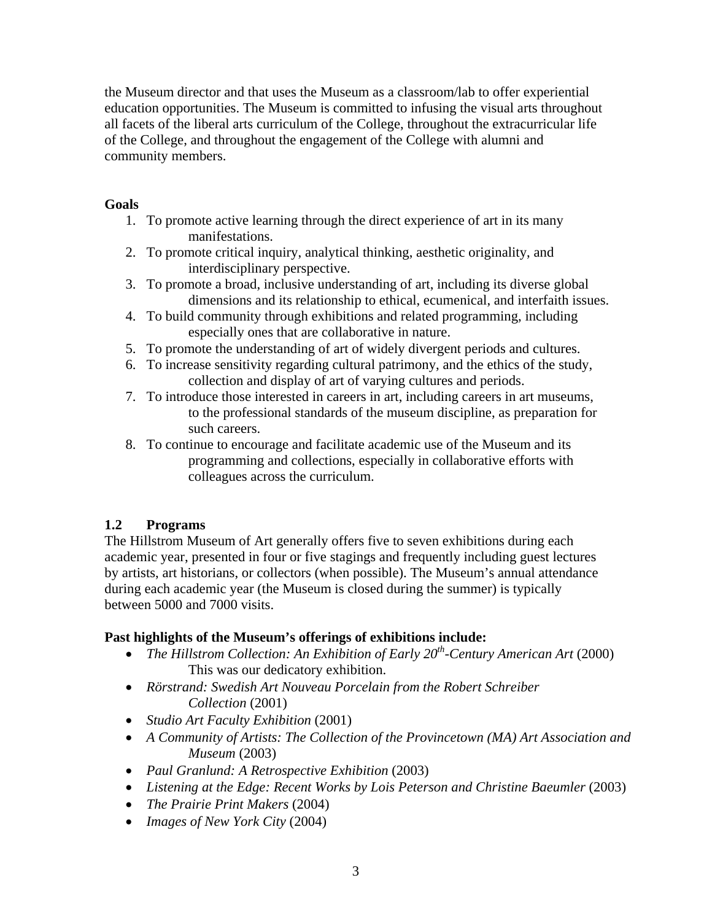the Museum director and that uses the Museum as a classroom/lab to offer experiential education opportunities. The Museum is committed to infusing the visual arts throughout all facets of the liberal arts curriculum of the College, throughout the extracurricular life of the College, and throughout the engagement of the College with alumni and community members.

**Goals**

1. To promote active learning through the direct experience of art in its many manifestations.
2. To promote critical inquiry, analytical thinking, aesthetic originality, and interdisciplinary perspective.
3. To promote a broad, inclusive understanding of art, including its diverse global dimensions and its relationship to ethical, ecumenical, and interfaith issues.
4. To build community through exhibitions and related programming, including especially ones that are collaborative in nature.
5. To promote the understanding of art of widely divergent periods and cultures.
6. To increase sensitivity regarding cultural patrimony, and the ethics of the study, collection and display of art of varying cultures and periods.
7. To introduce those interested in careers in art, including careers in art museums, to the professional standards of the museum discipline, as preparation for such careers.
8. To continue to encourage and facilitate academic use of the Museum and its programming and collections, especially in collaborative efforts with colleagues across the curriculum.

## 1.2 Programs

The Hillstrom Museum of Art generally offers five to seven exhibitions during each academic year, presented in four or five stagings and frequently including guest lectures by artists, art historians, or collectors (when possible). The Museum's annual attendance during each academic year (the Museum is closed during the summer) is typically between 5000 and 7000 visits.

**Past highlights of the Museum's offerings of exhibitions include:**

- *The Hillstrom Collection: An Exhibition of Early 20th-Century American Art* (2000) This was our dedicatory exhibition.
- *Rörstrand: Swedish Art Nouveau Porcelain from the Robert Schreiber Collection* (2001)
- *Studio Art Faculty Exhibition* (2001)
- *A Community of Artists: The Collection of the Provincetown (MA) Art Association and Museum* (2003)
- *Paul Granlund: A Retrospective Exhibition* (2003)
- *Listening at the Edge: Recent Works by Lois Peterson and Christine Baeumler* (2003)
- *The Prairie Print Makers* (2004)
- *Images of New York City* (2004)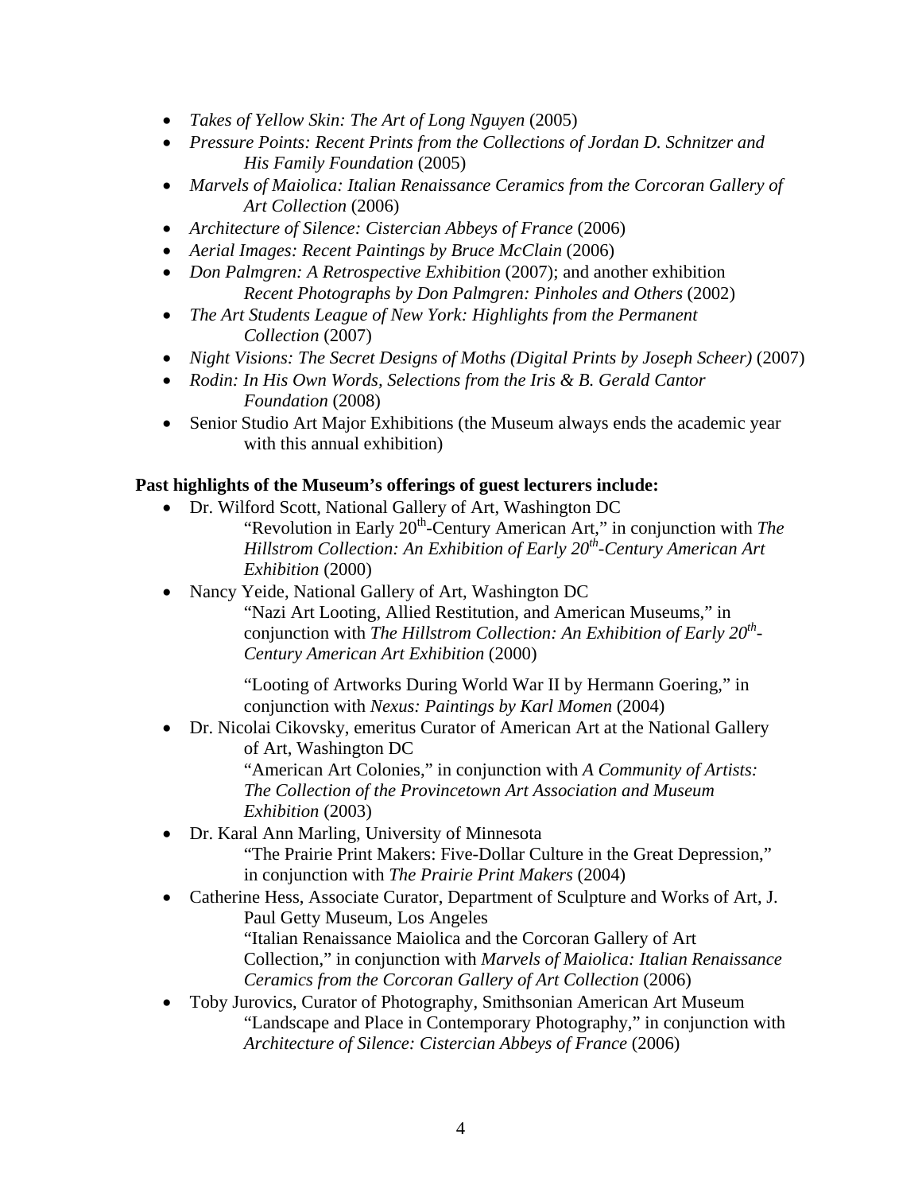- *Takes of Yellow Skin: The Art of Long Nguyen* (2005)
- *Pressure Points: Recent Prints from the Collections of Jordan D. Schnitzer and His Family Foundation* (2005)
- *Marvels of Maiolica: Italian Renaissance Ceramics from the Corcoran Gallery of Art Collection* (2006)
- *Architecture of Silence: Cistercian Abbeys of France* (2006)
- *Aerial Images: Recent Paintings by Bruce McClain* (2006)
- *Don Palmgren: A Retrospective Exhibition* (2007); and another exhibition *Recent Photographs by Don Palmgren: Pinholes and Others* (2002)
- *The Art Students League of New York: Highlights from the Permanent Collection* (2007)
- *Night Visions: The Secret Designs of Moths (Digital Prints by Joseph Scheer)* (2007)
- *Rodin: In His Own Words, Selections from the Iris & B. Gerald Cantor Foundation* (2008)
- Senior Studio Art Major Exhibitions (the Museum always ends the academic year with this annual exhibition)

**Past highlights of the Museum's offerings of guest lecturers include:**

- Dr. Wilford Scott, National Gallery of Art, Washington DC
  "Revolution in Early 20th-Century American Art," in conjunction with *The Hillstrom Collection: An Exhibition of Early 20th-Century American Art Exhibition* (2000)
- Nancy Yeide, National Gallery of Art, Washington DC
  "Nazi Art Looting, Allied Restitution, and American Museums," in conjunction with *The Hillstrom Collection: An Exhibition of Early 20th-Century American Art Exhibition* (2000)

  "Looting of Artworks During World War II by Hermann Goering," in conjunction with *Nexus: Paintings by Karl Momen* (2004)
- Dr. Nicolai Cikovsky, emeritus Curator of American Art at the National Gallery of Art, Washington DC
  "American Art Colonies," in conjunction with *A Community of Artists: The Collection of the Provincetown Art Association and Museum Exhibition* (2003)
- Dr. Karal Ann Marling, University of Minnesota
  "The Prairie Print Makers: Five-Dollar Culture in the Great Depression," in conjunction with *The Prairie Print Makers* (2004)
- Catherine Hess, Associate Curator, Department of Sculpture and Works of Art, J. Paul Getty Museum, Los Angeles
  "Italian Renaissance Maiolica and the Corcoran Gallery of Art Collection," in conjunction with *Marvels of Maiolica: Italian Renaissance Ceramics from the Corcoran Gallery of Art Collection* (2006)
- Toby Jurovics, Curator of Photography, Smithsonian American Art Museum
  "Landscape and Place in Contemporary Photography," in conjunction with *Architecture of Silence: Cistercian Abbeys of France* (2006)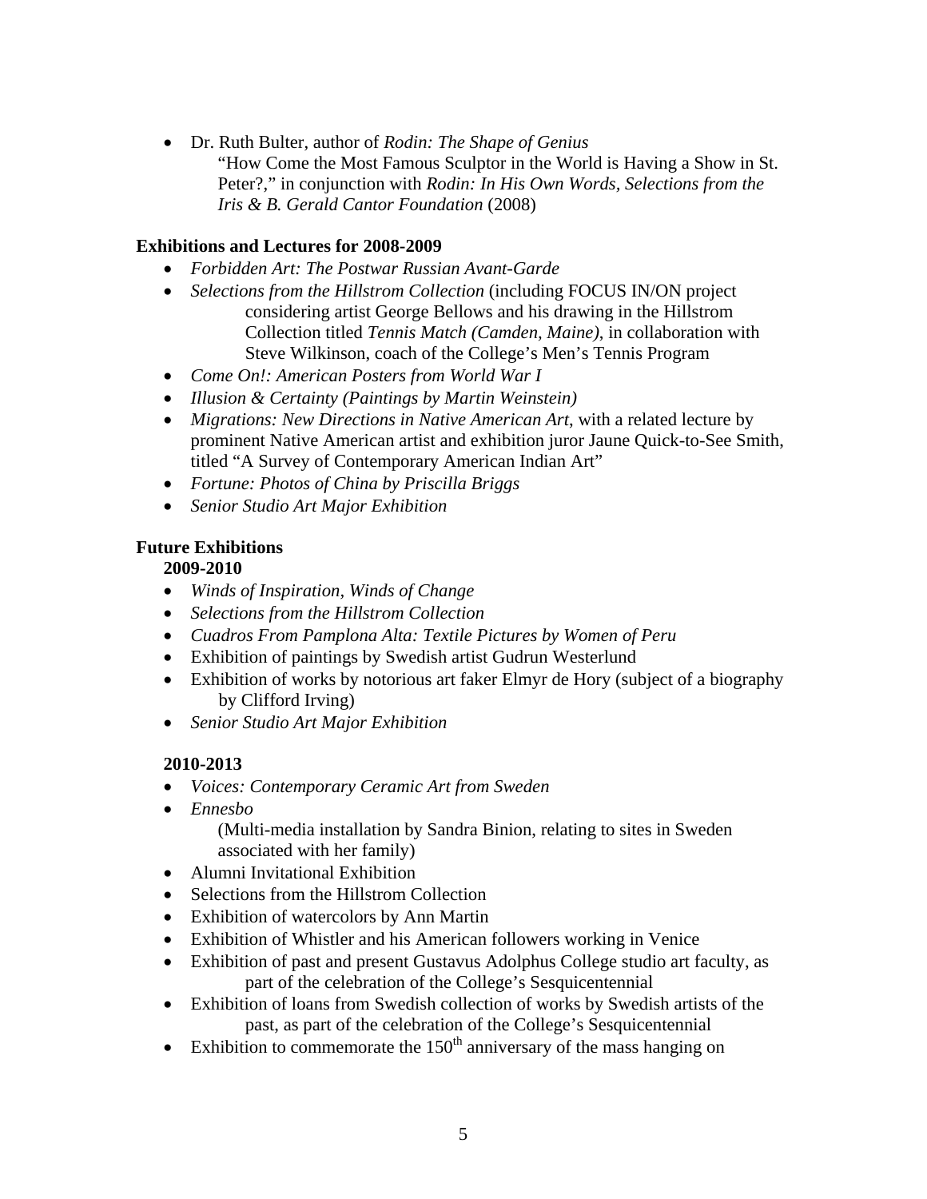- Dr. Ruth Bulter, author of *Rodin: The Shape of Genius*
  "How Come the Most Famous Sculptor in the World is Having a Show in St. Peter?," in conjunction with *Rodin: In His Own Words, Selections from the Iris & B. Gerald Cantor Foundation* (2008)

**Exhibitions and Lectures for 2008-2009**

- *Forbidden Art: The Postwar Russian Avant-Garde*
- *Selections from the Hillstrom Collection* (including FOCUS IN/ON project considering artist George Bellows and his drawing in the Hillstrom Collection titled *Tennis Match (Camden, Maine)*, in collaboration with Steve Wilkinson, coach of the College's Men's Tennis Program
- *Come On!: American Posters from World War I*
- *Illusion & Certainty (Paintings by Martin Weinstein)*
- *Migrations: New Directions in Native American Art*, with a related lecture by prominent Native American artist and exhibition juror Jaune Quick-to-See Smith, titled "A Survey of Contemporary American Indian Art"
- *Fortune: Photos of China by Priscilla Briggs*
- *Senior Studio Art Major Exhibition*

**Future Exhibitions**

**2009-2010**

- *Winds of Inspiration, Winds of Change*
- *Selections from the Hillstrom Collection*
- *Cuadros From Pamplona Alta: Textile Pictures by Women of Peru*
- Exhibition of paintings by Swedish artist Gudrun Westerlund
- Exhibition of works by notorious art faker Elmyr de Hory (subject of a biography by Clifford Irving)
- *Senior Studio Art Major Exhibition*

**2010-2013**

- *Voices: Contemporary Ceramic Art from Sweden*
- *Ennesbo*
  (Multi-media installation by Sandra Binion, relating to sites in Sweden associated with her family)
- Alumni Invitational Exhibition
- Selections from the Hillstrom Collection
- Exhibition of watercolors by Ann Martin
- Exhibition of Whistler and his American followers working in Venice
- Exhibition of past and present Gustavus Adolphus College studio art faculty, as part of the celebration of the College's Sesquicentennial
- Exhibition of loans from Swedish collection of works by Swedish artists of the past, as part of the celebration of the College's Sesquicentennial
- Exhibition to commemorate the 150th anniversary of the mass hanging on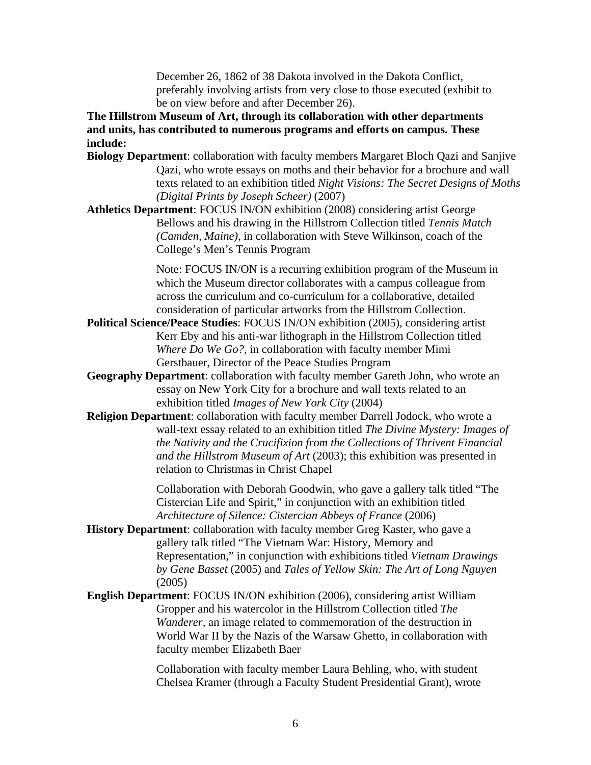December 26, 1862 of 38 Dakota involved in the Dakota Conflict, preferably involving artists from very close to those executed (exhibit to be on view before and after December 26).

**The Hillstrom Museum of Art, through its collaboration with other departments and units, has contributed to numerous programs and efforts on campus. These include:**

**Biology Department**: collaboration with faculty members Margaret Bloch Qazi and Sanjive Qazi, who wrote essays on moths and their behavior for a brochure and wall texts related to an exhibition titled *Night Visions: The Secret Designs of Moths (Digital Prints by Joseph Scheer)* (2007)

**Athletics Department**: FOCUS IN/ON exhibition (2008) considering artist George Bellows and his drawing in the Hillstrom Collection titled *Tennis Match (Camden, Maine)*, in collaboration with Steve Wilkinson, coach of the College's Men's Tennis Program

Note: FOCUS IN/ON is a recurring exhibition program of the Museum in which the Museum director collaborates with a campus colleague from across the curriculum and co-curriculum for a collaborative, detailed consideration of particular artworks from the Hillstrom Collection.

**Political Science/Peace Studies**: FOCUS IN/ON exhibition (2005), considering artist Kerr Eby and his anti-war lithograph in the Hillstrom Collection titled *Where Do We Go?*, in collaboration with faculty member Mimi Gerstbauer, Director of the Peace Studies Program

**Geography Department**: collaboration with faculty member Gareth John, who wrote an essay on New York City for a brochure and wall texts related to an exhibition titled *Images of New York City* (2004)

**Religion Department**: collaboration with faculty member Darrell Jodock, who wrote a wall-text essay related to an exhibition titled *The Divine Mystery: Images of the Nativity and the Crucifixion from the Collections of Thrivent Financial and the Hillstrom Museum of Art* (2003); this exhibition was presented in relation to Christmas in Christ Chapel

Collaboration with Deborah Goodwin, who gave a gallery talk titled "The Cistercian Life and Spirit," in conjunction with an exhibition titled *Architecture of Silence: Cistercian Abbeys of France* (2006)

**History Department**: collaboration with faculty member Greg Kaster, who gave a gallery talk titled "The Vietnam War: History, Memory and Representation," in conjunction with exhibitions titled *Vietnam Drawings by Gene Basset* (2005) and *Tales of Yellow Skin: The Art of Long Nguyen* (2005)

**English Department**: FOCUS IN/ON exhibition (2006), considering artist William Gropper and his watercolor in the Hillstrom Collection titled *The Wanderer*, an image related to commemoration of the destruction in World War II by the Nazis of the Warsaw Ghetto, in collaboration with faculty member Elizabeth Baer

Collaboration with faculty member Laura Behling, who, with student Chelsea Kramer (through a Faculty Student Presidential Grant), wrote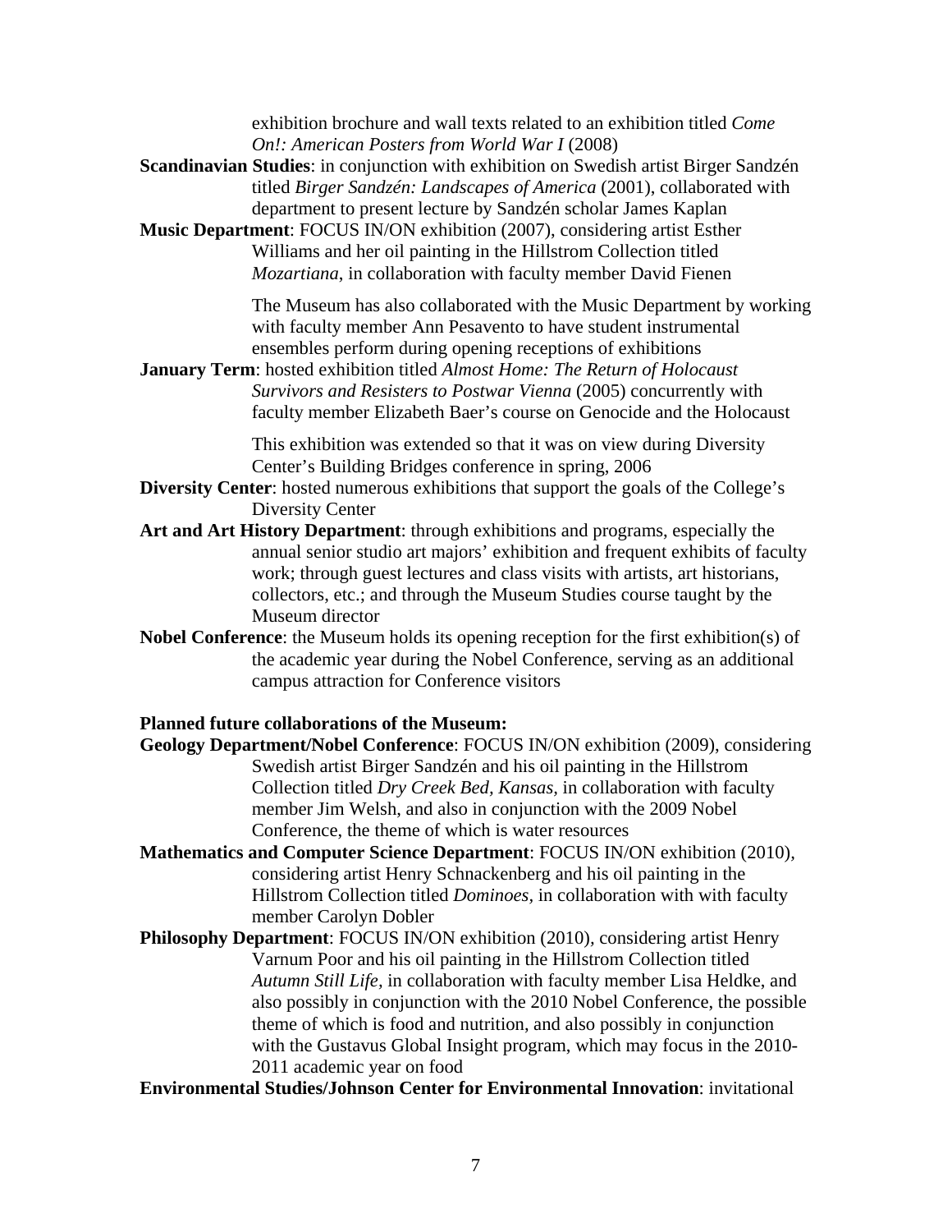exhibition brochure and wall texts related to an exhibition titled *Come On!: American Posters from World War I* (2008)

**Scandinavian Studies**: in conjunction with exhibition on Swedish artist Birger Sandzén titled *Birger Sandzén: Landscapes of America* (2001), collaborated with department to present lecture by Sandzén scholar James Kaplan

**Music Department**: FOCUS IN/ON exhibition (2007), considering artist Esther Williams and her oil painting in the Hillstrom Collection titled *Mozartiana*, in collaboration with faculty member David Fienen

The Museum has also collaborated with the Music Department by working with faculty member Ann Pesavento to have student instrumental ensembles perform during opening receptions of exhibitions

**January Term**: hosted exhibition titled *Almost Home: The Return of Holocaust Survivors and Resisters to Postwar Vienna* (2005) concurrently with faculty member Elizabeth Baer's course on Genocide and the Holocaust

This exhibition was extended so that it was on view during Diversity Center's Building Bridges conference in spring, 2006

**Diversity Center**: hosted numerous exhibitions that support the goals of the College's Diversity Center

**Art and Art History Department**: through exhibitions and programs, especially the annual senior studio art majors' exhibition and frequent exhibits of faculty work; through guest lectures and class visits with artists, art historians, collectors, etc.; and through the Museum Studies course taught by the Museum director

**Nobel Conference**: the Museum holds its opening reception for the first exhibition(s) of the academic year during the Nobel Conference, serving as an additional campus attraction for Conference visitors

**Planned future collaborations of the Museum:**

**Geology Department/Nobel Conference**: FOCUS IN/ON exhibition (2009), considering Swedish artist Birger Sandzén and his oil painting in the Hillstrom Collection titled *Dry Creek Bed, Kansas*, in collaboration with faculty member Jim Welsh, and also in conjunction with the 2009 Nobel Conference, the theme of which is water resources

**Mathematics and Computer Science Department**: FOCUS IN/ON exhibition (2010), considering artist Henry Schnackenberg and his oil painting in the Hillstrom Collection titled *Dominoes*, in collaboration with with faculty member Carolyn Dobler

**Philosophy Department**: FOCUS IN/ON exhibition (2010), considering artist Henry Varnum Poor and his oil painting in the Hillstrom Collection titled *Autumn Still Life*, in collaboration with faculty member Lisa Heldke, and also possibly in conjunction with the 2010 Nobel Conference, the possible theme of which is food and nutrition, and also possibly in conjunction with the Gustavus Global Insight program, which may focus in the 2010-2011 academic year on food

**Environmental Studies/Johnson Center for Environmental Innovation**: invitational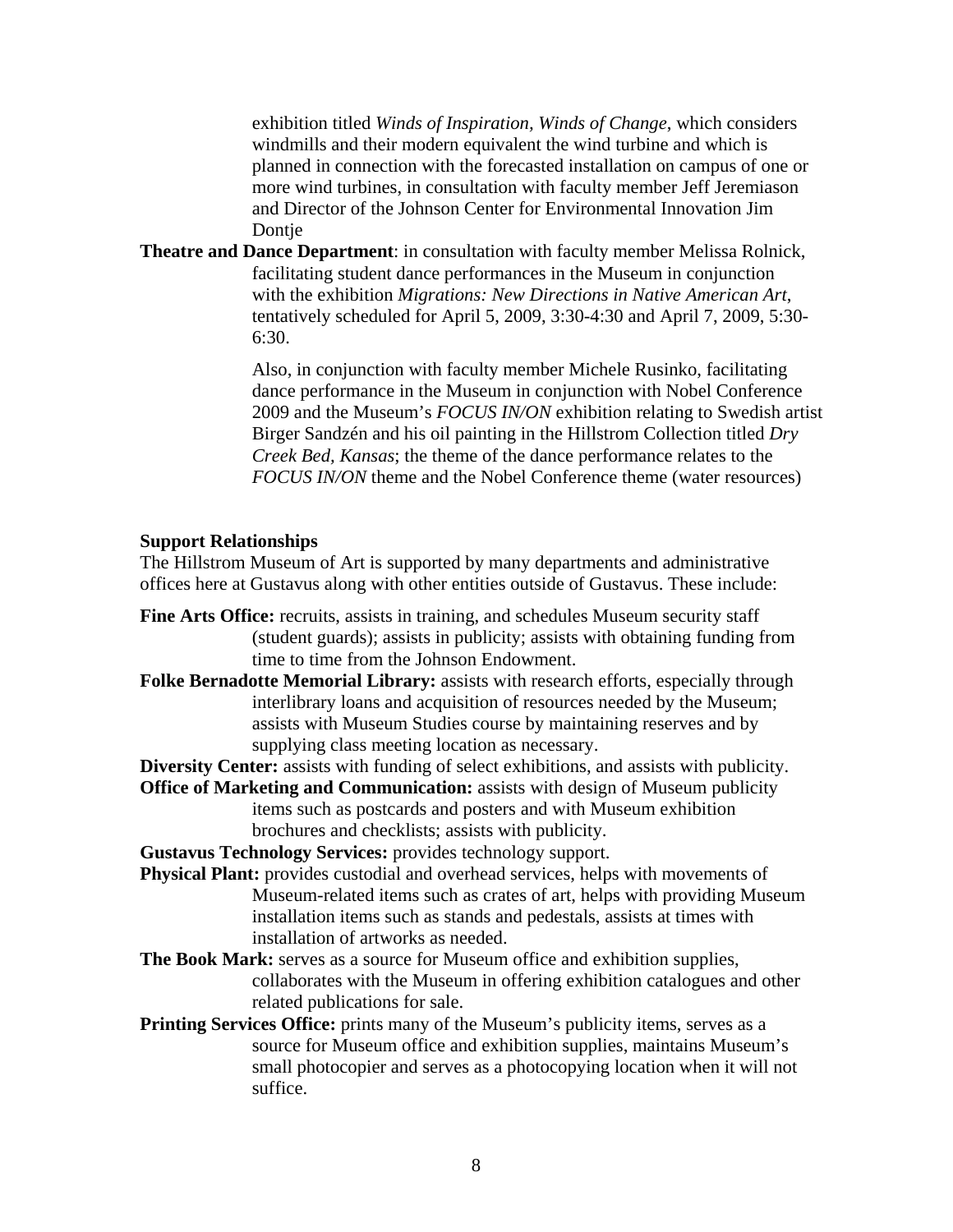exhibition titled *Winds of Inspiration, Winds of Change*, which considers windmills and their modern equivalent the wind turbine and which is planned in connection with the forecasted installation on campus of one or more wind turbines, in consultation with faculty member Jeff Jeremiason and Director of the Johnson Center for Environmental Innovation Jim Dontje

**Theatre and Dance Department**: in consultation with faculty member Melissa Rolnick, facilitating student dance performances in the Museum in conjunction with the exhibition *Migrations: New Directions in Native American Art*, tentatively scheduled for April 5, 2009, 3:30-4:30 and April 7, 2009, 5:30-6:30.

Also, in conjunction with faculty member Michele Rusinko, facilitating dance performance in the Museum in conjunction with Nobel Conference 2009 and the Museum's *FOCUS IN/ON* exhibition relating to Swedish artist Birger Sandzén and his oil painting in the Hillstrom Collection titled *Dry Creek Bed, Kansas*; the theme of the dance performance relates to the *FOCUS IN/ON* theme and the Nobel Conference theme (water resources)

**Support Relationships**

The Hillstrom Museum of Art is supported by many departments and administrative offices here at Gustavus along with other entities outside of Gustavus. These include:

**Fine Arts Office:** recruits, assists in training, and schedules Museum security staff (student guards); assists in publicity; assists with obtaining funding from time to time from the Johnson Endowment.

**Folke Bernadotte Memorial Library:** assists with research efforts, especially through interlibrary loans and acquisition of resources needed by the Museum; assists with Museum Studies course by maintaining reserves and by supplying class meeting location as necessary.

**Diversity Center:** assists with funding of select exhibitions, and assists with publicity.

**Office of Marketing and Communication:** assists with design of Museum publicity items such as postcards and posters and with Museum exhibition brochures and checklists; assists with publicity.

**Gustavus Technology Services:** provides technology support.

**Physical Plant:** provides custodial and overhead services, helps with movements of Museum-related items such as crates of art, helps with providing Museum installation items such as stands and pedestals, assists at times with installation of artworks as needed.

**The Book Mark:** serves as a source for Museum office and exhibition supplies, collaborates with the Museum in offering exhibition catalogues and other related publications for sale.

**Printing Services Office:** prints many of the Museum's publicity items, serves as a source for Museum office and exhibition supplies, maintains Museum's small photocopier and serves as a photocopying location when it will not suffice.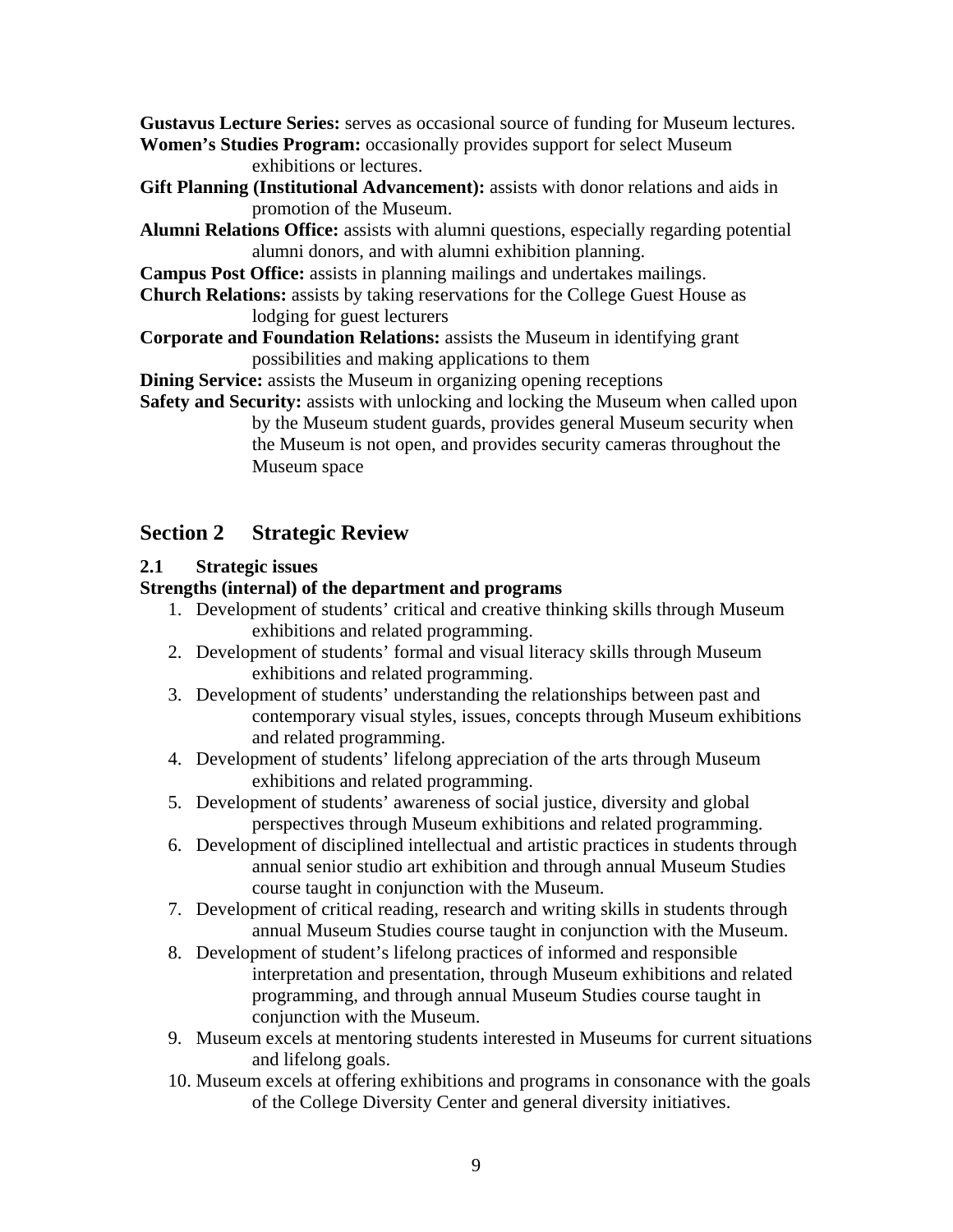**Gustavus Lecture Series:** serves as occasional source of funding for Museum lectures.

**Women's Studies Program:** occasionally provides support for select Museum exhibitions or lectures.

**Gift Planning (Institutional Advancement):** assists with donor relations and aids in promotion of the Museum.

**Alumni Relations Office:** assists with alumni questions, especially regarding potential alumni donors, and with alumni exhibition planning.

**Campus Post Office:** assists in planning mailings and undertakes mailings.

**Church Relations:** assists by taking reservations for the College Guest House as lodging for guest lecturers

**Corporate and Foundation Relations:** assists the Museum in identifying grant possibilities and making applications to them

**Dining Service:** assists the Museum in organizing opening receptions

**Safety and Security:** assists with unlocking and locking the Museum when called upon by the Museum student guards, provides general Museum security when the Museum is not open, and provides security cameras throughout the Museum space

## Section 2 Strategic Review

### 2.1 Strategic issues

**Strengths (internal) of the department and programs**

1. Development of students' critical and creative thinking skills through Museum exhibitions and related programming.
2. Development of students' formal and visual literacy skills through Museum exhibitions and related programming.
3. Development of students' understanding the relationships between past and contemporary visual styles, issues, concepts through Museum exhibitions and related programming.
4. Development of students' lifelong appreciation of the arts through Museum exhibitions and related programming.
5. Development of students' awareness of social justice, diversity and global perspectives through Museum exhibitions and related programming.
6. Development of disciplined intellectual and artistic practices in students through annual senior studio art exhibition and through annual Museum Studies course taught in conjunction with the Museum.
7. Development of critical reading, research and writing skills in students through annual Museum Studies course taught in conjunction with the Museum.
8. Development of student's lifelong practices of informed and responsible interpretation and presentation, through Museum exhibitions and related programming, and through annual Museum Studies course taught in conjunction with the Museum.
9. Museum excels at mentoring students interested in Museums for current situations and lifelong goals.
10. Museum excels at offering exhibitions and programs in consonance with the goals of the College Diversity Center and general diversity initiatives.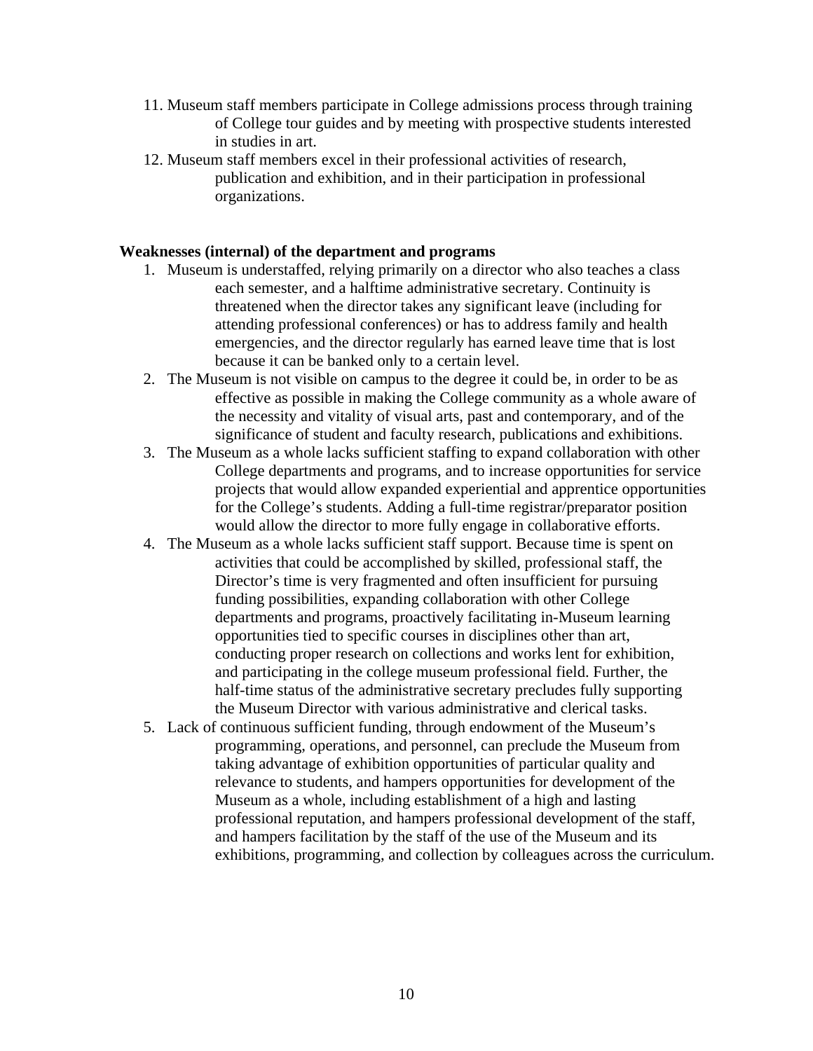11. Museum staff members participate in College admissions process through training of College tour guides and by meeting with prospective students interested in studies in art.
12. Museum staff members excel in their professional activities of research, publication and exhibition, and in their participation in professional organizations.

**Weaknesses (internal) of the department and programs**

1. Museum is understaffed, relying primarily on a director who also teaches a class each semester, and a halftime administrative secretary. Continuity is threatened when the director takes any significant leave (including for attending professional conferences) or has to address family and health emergencies, and the director regularly has earned leave time that is lost because it can be banked only to a certain level.
2. The Museum is not visible on campus to the degree it could be, in order to be as effective as possible in making the College community as a whole aware of the necessity and vitality of visual arts, past and contemporary, and of the significance of student and faculty research, publications and exhibitions.
3. The Museum as a whole lacks sufficient staffing to expand collaboration with other College departments and programs, and to increase opportunities for service projects that would allow expanded experiential and apprentice opportunities for the College's students. Adding a full-time registrar/preparator position would allow the director to more fully engage in collaborative efforts.
4. The Museum as a whole lacks sufficient staff support. Because time is spent on activities that could be accomplished by skilled, professional staff, the Director's time is very fragmented and often insufficient for pursuing funding possibilities, expanding collaboration with other College departments and programs, proactively facilitating in-Museum learning opportunities tied to specific courses in disciplines other than art, conducting proper research on collections and works lent for exhibition, and participating in the college museum professional field. Further, the half-time status of the administrative secretary precludes fully supporting the Museum Director with various administrative and clerical tasks.
5. Lack of continuous sufficient funding, through endowment of the Museum's programming, operations, and personnel, can preclude the Museum from taking advantage of exhibition opportunities of particular quality and relevance to students, and hampers opportunities for development of the Museum as a whole, including establishment of a high and lasting professional reputation, and hampers professional development of the staff, and hampers facilitation by the staff of the use of the Museum and its exhibitions, programming, and collection by colleagues across the curriculum.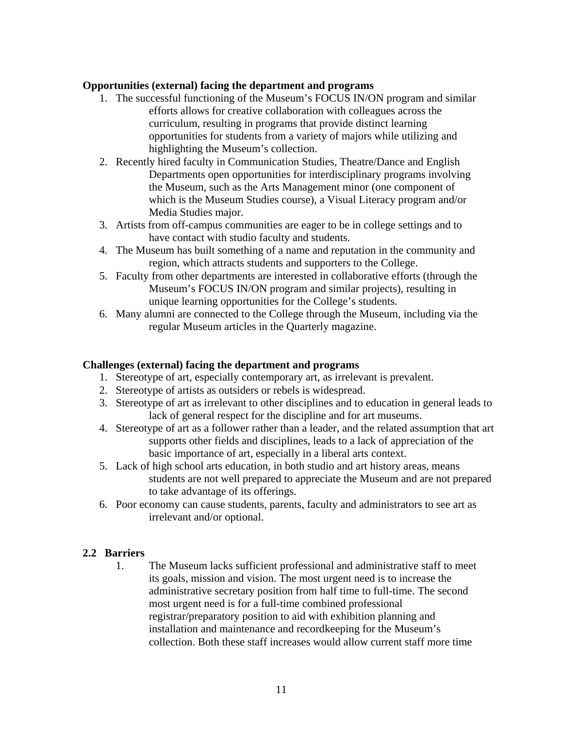**Opportunities (external) facing the department and programs**

1. The successful functioning of the Museum's FOCUS IN/ON program and similar efforts allows for creative collaboration with colleagues across the curriculum, resulting in programs that provide distinct learning opportunities for students from a variety of majors while utilizing and highlighting the Museum's collection.
2. Recently hired faculty in Communication Studies, Theatre/Dance and English Departments open opportunities for interdisciplinary programs involving the Museum, such as the Arts Management minor (one component of which is the Museum Studies course), a Visual Literacy program and/or Media Studies major.
3. Artists from off-campus communities are eager to be in college settings and to have contact with studio faculty and students.
4. The Museum has built something of a name and reputation in the community and region, which attracts students and supporters to the College.
5. Faculty from other departments are interested in collaborative efforts (through the Museum's FOCUS IN/ON program and similar projects), resulting in unique learning opportunities for the College's students.
6. Many alumni are connected to the College through the Museum, including via the regular Museum articles in the Quarterly magazine.

**Challenges (external) facing the department and programs**

1. Stereotype of art, especially contemporary art, as irrelevant is prevalent.
2. Stereotype of artists as outsiders or rebels is widespread.
3. Stereotype of art as irrelevant to other disciplines and to education in general leads to lack of general respect for the discipline and for art museums.
4. Stereotype of art as a follower rather than a leader, and the related assumption that art supports other fields and disciplines, leads to a lack of appreciation of the basic importance of art, especially in a liberal arts context.
5. Lack of high school arts education, in both studio and art history areas, means students are not well prepared to appreciate the Museum and are not prepared to take advantage of its offerings.
6. Poor economy can cause students, parents, faculty and administrators to see art as irrelevant and/or optional.

## 2.2 Barriers

1. The Museum lacks sufficient professional and administrative staff to meet its goals, mission and vision. The most urgent need is to increase the administrative secretary position from half time to full-time. The second most urgent need is for a full-time combined professional registrar/preparatory position to aid with exhibition planning and installation and maintenance and recordkeeping for the Museum's collection. Both these staff increases would allow current staff more time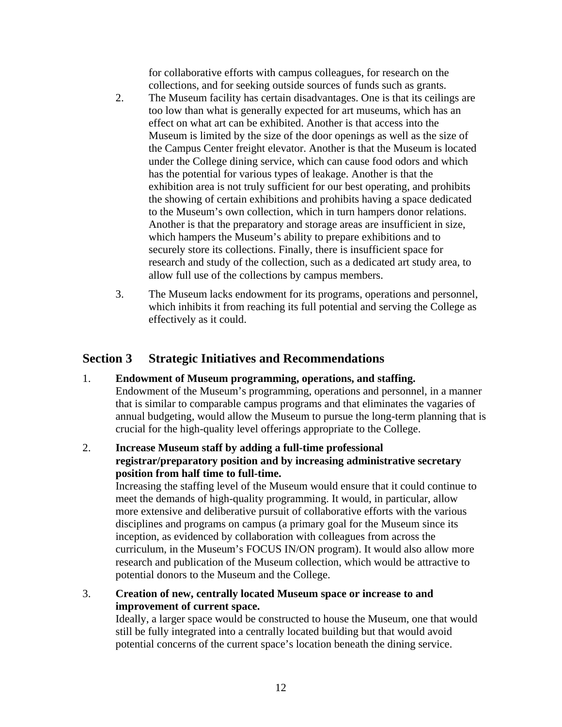for collaborative efforts with campus colleagues, for research on the collections, and for seeking outside sources of funds such as grants.

2. The Museum facility has certain disadvantages. One is that its ceilings are too low than what is generally expected for art museums, which has an effect on what art can be exhibited. Another is that access into the Museum is limited by the size of the door openings as well as the size of the Campus Center freight elevator. Another is that the Museum is located under the College dining service, which can cause food odors and which has the potential for various types of leakage. Another is that the exhibition area is not truly sufficient for our best operating, and prohibits the showing of certain exhibitions and prohibits having a space dedicated to the Museum's own collection, which in turn hampers donor relations. Another is that the preparatory and storage areas are insufficient in size, which hampers the Museum's ability to prepare exhibitions and to securely store its collections. Finally, there is insufficient space for research and study of the collection, such as a dedicated art study area, to allow full use of the collections by campus members.

3. The Museum lacks endowment for its programs, operations and personnel, which inhibits it from reaching its full potential and serving the College as effectively as it could.

## Section 3 Strategic Initiatives and Recommendations

1. **Endowment of Museum programming, operations, and staffing.**
   Endowment of the Museum's programming, operations and personnel, in a manner that is similar to comparable campus programs and that eliminates the vagaries of annual budgeting, would allow the Museum to pursue the long-term planning that is crucial for the high-quality level offerings appropriate to the College.

2. **Increase Museum staff by adding a full-time professional registrar/preparatory position and by increasing administrative secretary position from half time to full-time.**
   Increasing the staffing level of the Museum would ensure that it could continue to meet the demands of high-quality programming. It would, in particular, allow more extensive and deliberative pursuit of collaborative efforts with the various disciplines and programs on campus (a primary goal for the Museum since its inception, as evidenced by collaboration with colleagues from across the curriculum, in the Museum's FOCUS IN/ON program). It would also allow more research and publication of the Museum collection, which would be attractive to potential donors to the Museum and the College.

3. **Creation of new, centrally located Museum space or increase to and improvement of current space.**
   Ideally, a larger space would be constructed to house the Museum, one that would still be fully integrated into a centrally located building but that would avoid potential concerns of the current space's location beneath the dining service.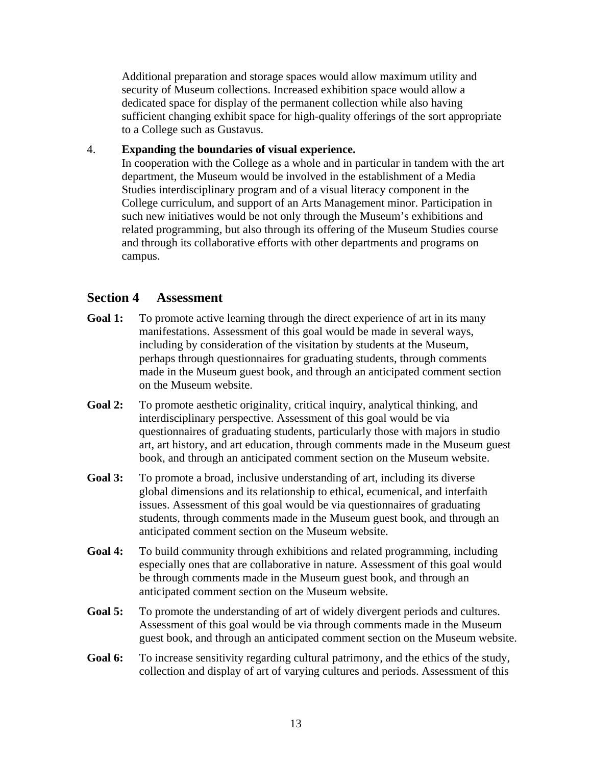Additional preparation and storage spaces would allow maximum utility and security of Museum collections. Increased exhibition space would allow a dedicated space for display of the permanent collection while also having sufficient changing exhibit space for high-quality offerings of the sort appropriate to a College such as Gustavus.

4. **Expanding the boundaries of visual experience.**
   In cooperation with the College as a whole and in particular in tandem with the art department, the Museum would be involved in the establishment of a Media Studies interdisciplinary program and of a visual literacy component in the College curriculum, and support of an Arts Management minor. Participation in such new initiatives would be not only through the Museum's exhibitions and related programming, but also through its offering of the Museum Studies course and through its collaborative efforts with other departments and programs on campus.

## Section 4 Assessment

**Goal 1:** To promote active learning through the direct experience of art in its many manifestations. Assessment of this goal would be made in several ways, including by consideration of the visitation by students at the Museum, perhaps through questionnaires for graduating students, through comments made in the Museum guest book, and through an anticipated comment section on the Museum website.

**Goal 2:** To promote aesthetic originality, critical inquiry, analytical thinking, and interdisciplinary perspective. Assessment of this goal would be via questionnaires of graduating students, particularly those with majors in studio art, art history, and art education, through comments made in the Museum guest book, and through an anticipated comment section on the Museum website.

**Goal 3:** To promote a broad, inclusive understanding of art, including its diverse global dimensions and its relationship to ethical, ecumenical, and interfaith issues. Assessment of this goal would be via questionnaires of graduating students, through comments made in the Museum guest book, and through an anticipated comment section on the Museum website.

**Goal 4:** To build community through exhibitions and related programming, including especially ones that are collaborative in nature. Assessment of this goal would be through comments made in the Museum guest book, and through an anticipated comment section on the Museum website.

**Goal 5:** To promote the understanding of art of widely divergent periods and cultures. Assessment of this goal would be via through comments made in the Museum guest book, and through an anticipated comment section on the Museum website.

**Goal 6:** To increase sensitivity regarding cultural patrimony, and the ethics of the study, collection and display of art of varying cultures and periods. Assessment of this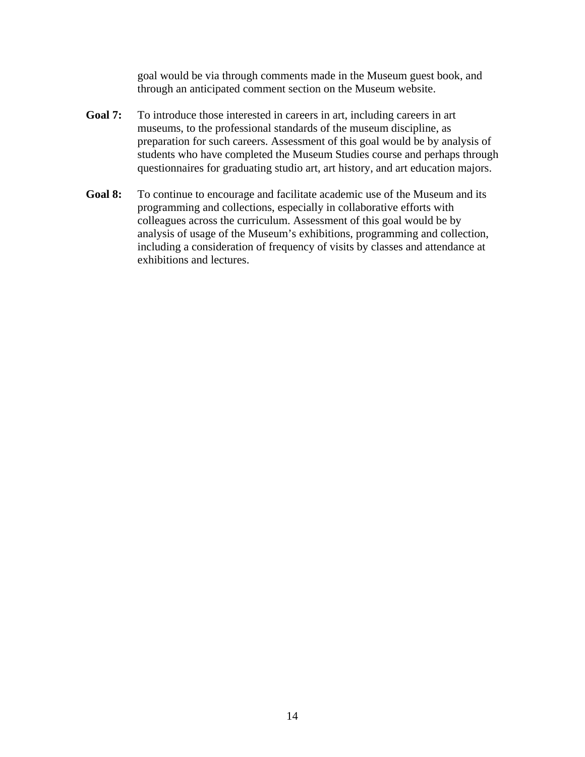goal would be via through comments made in the Museum guest book, and through an anticipated comment section on the Museum website.

**Goal 7:** To introduce those interested in careers in art, including careers in art museums, to the professional standards of the museum discipline, as preparation for such careers. Assessment of this goal would be by analysis of students who have completed the Museum Studies course and perhaps through questionnaires for graduating studio art, art history, and art education majors.

**Goal 8:** To continue to encourage and facilitate academic use of the Museum and its programming and collections, especially in collaborative efforts with colleagues across the curriculum. Assessment of this goal would be by analysis of usage of the Museum's exhibitions, programming and collection, including a consideration of frequency of visits by classes and attendance at exhibitions and lectures.